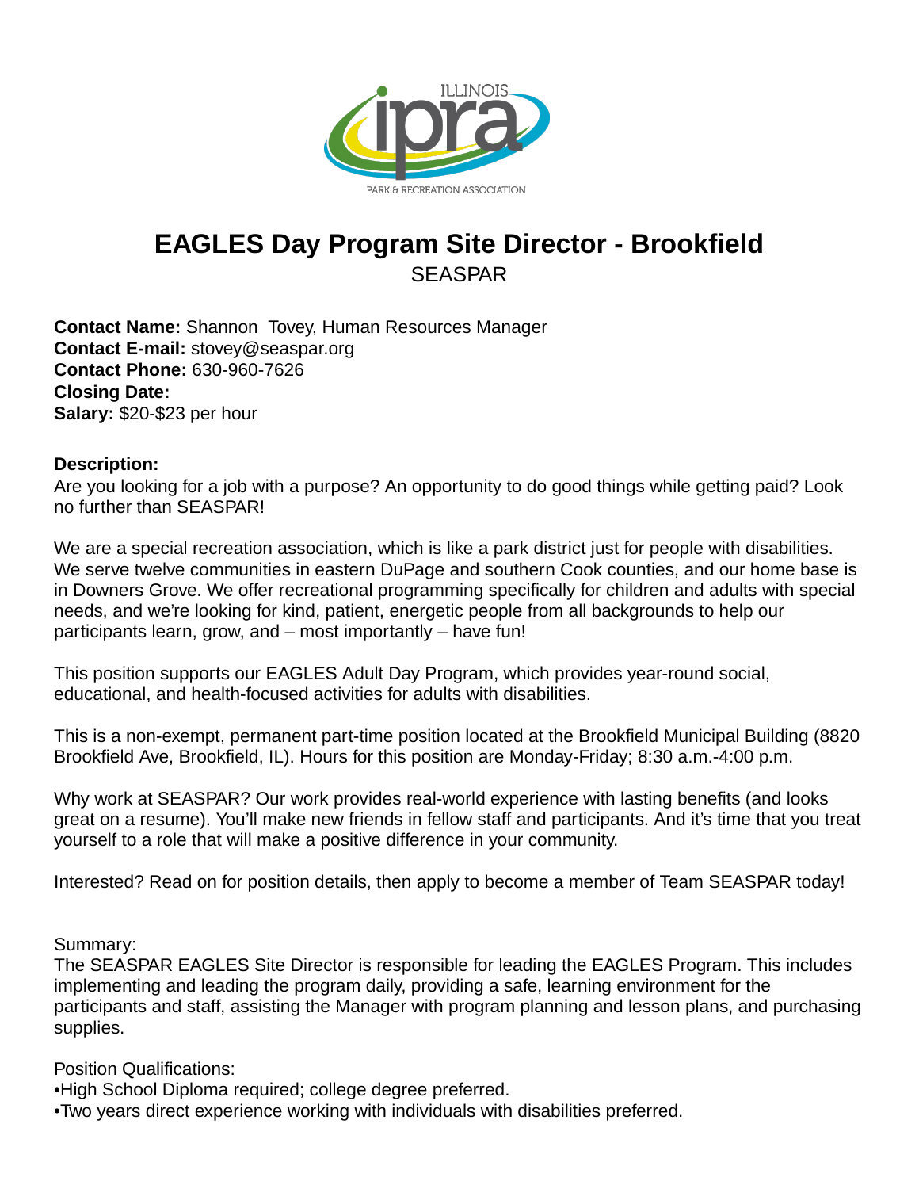# EAGLES Day Program Site Director - Brookfield

SEASPAR

**Contact Name:** Shannon Tovey, Human Resources Manager
**Contact E-mail:** stovey@seaspar.org
**Contact Phone:** 630-960-7626
**Closing Date:**
**Salary:** $20-$23 per hour

**Description:**
Are you looking for a job with a purpose? An opportunity to do good things while getting paid? Look no further than SEASPAR!

We are a special recreation association, which is like a park district just for people with disabilities. We serve twelve communities in eastern DuPage and southern Cook counties, and our home base is in Downers Grove. We offer recreational programming specifically for children and adults with special needs, and we're looking for kind, patient, energetic people from all backgrounds to help our participants learn, grow, and – most importantly – have fun!

This position supports our EAGLES Adult Day Program, which provides year-round social, educational, and health-focused activities for adults with disabilities.

This is a non-exempt, permanent part-time position located at the Brookfield Municipal Building (8820 Brookfield Ave, Brookfield, IL). Hours for this position are Monday-Friday; 8:30 a.m.-4:00 p.m.

Why work at SEASPAR? Our work provides real-world experience with lasting benefits (and looks great on a resume). You'll make new friends in fellow staff and participants. And it's time that you treat yourself to a role that will make a positive difference in your community.

Interested? Read on for position details, then apply to become a member of Team SEASPAR today!

Summary:
The SEASPAR EAGLES Site Director is responsible for leading the EAGLES Program. This includes implementing and leading the program daily, providing a safe, learning environment for the participants and staff, assisting the Manager with program planning and lesson plans, and purchasing supplies.

Position Qualifications:
•High School Diploma required; college degree preferred.
•Two years direct experience working with individuals with disabilities preferred.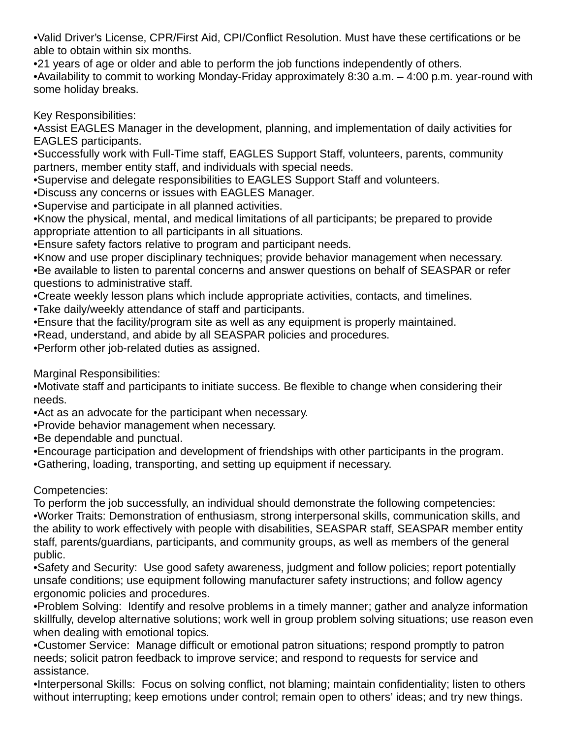•Valid Driver's License, CPR/First Aid, CPI/Conflict Resolution. Must have these certifications or be able to obtain within six months.
•21 years of age or older and able to perform the job functions independently of others.
•Availability to commit to working Monday-Friday approximately 8:30 a.m. – 4:00 p.m. year-round with some holiday breaks.

Key Responsibilities:
•Assist EAGLES Manager in the development, planning, and implementation of daily activities for EAGLES participants.
•Successfully work with Full-Time staff, EAGLES Support Staff, volunteers, parents, community partners, member entity staff, and individuals with special needs.
•Supervise and delegate responsibilities to EAGLES Support Staff and volunteers.
•Discuss any concerns or issues with EAGLES Manager.
•Supervise and participate in all planned activities.
•Know the physical, mental, and medical limitations of all participants; be prepared to provide appropriate attention to all participants in all situations.
•Ensure safety factors relative to program and participant needs.
•Know and use proper disciplinary techniques; provide behavior management when necessary.
•Be available to listen to parental concerns and answer questions on behalf of SEASPAR or refer questions to administrative staff.
•Create weekly lesson plans which include appropriate activities, contacts, and timelines.
•Take daily/weekly attendance of staff and participants.
•Ensure that the facility/program site as well as any equipment is properly maintained.
•Read, understand, and abide by all SEASPAR policies and procedures.
•Perform other job-related duties as assigned.

Marginal Responsibilities:
•Motivate staff and participants to initiate success. Be flexible to change when considering their needs.
•Act as an advocate for the participant when necessary.
•Provide behavior management when necessary.
•Be dependable and punctual.
•Encourage participation and development of friendships with other participants in the program.
•Gathering, loading, transporting, and setting up equipment if necessary.

Competencies:
To perform the job successfully, an individual should demonstrate the following competencies:
•Worker Traits: Demonstration of enthusiasm, strong interpersonal skills, communication skills, and the ability to work effectively with people with disabilities, SEASPAR staff, SEASPAR member entity staff, parents/guardians, participants, and community groups, as well as members of the general public.
•Safety and Security: Use good safety awareness, judgment and follow policies; report potentially unsafe conditions; use equipment following manufacturer safety instructions; and follow agency ergonomic policies and procedures.
•Problem Solving: Identify and resolve problems in a timely manner; gather and analyze information skillfully, develop alternative solutions; work well in group problem solving situations; use reason even when dealing with emotional topics.
•Customer Service: Manage difficult or emotional patron situations; respond promptly to patron needs; solicit patron feedback to improve service; and respond to requests for service and assistance.
•Interpersonal Skills: Focus on solving conflict, not blaming; maintain confidentiality; listen to others without interrupting; keep emotions under control; remain open to others' ideas; and try new things.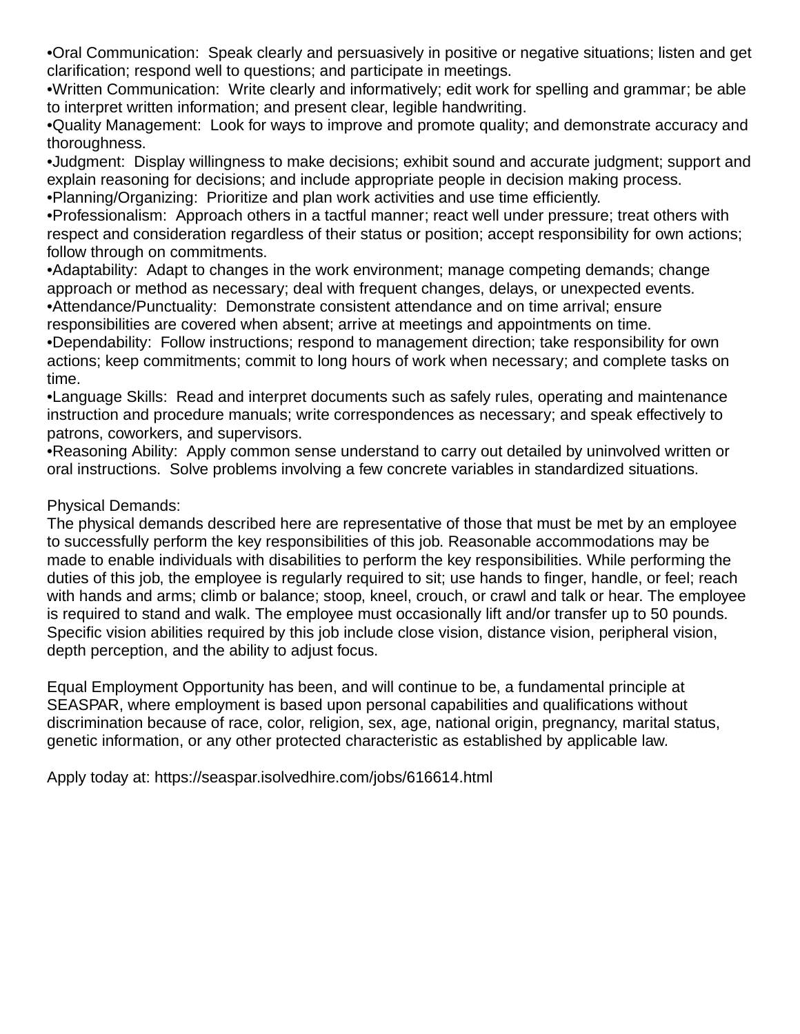•Oral Communication: Speak clearly and persuasively in positive or negative situations; listen and get clarification; respond well to questions; and participate in meetings.
•Written Communication: Write clearly and informatively; edit work for spelling and grammar; be able to interpret written information; and present clear, legible handwriting.
•Quality Management: Look for ways to improve and promote quality; and demonstrate accuracy and thoroughness.
•Judgment: Display willingness to make decisions; exhibit sound and accurate judgment; support and explain reasoning for decisions; and include appropriate people in decision making process.
•Planning/Organizing: Prioritize and plan work activities and use time efficiently.
•Professionalism: Approach others in a tactful manner; react well under pressure; treat others with respect and consideration regardless of their status or position; accept responsibility for own actions; follow through on commitments.
•Adaptability: Adapt to changes in the work environment; manage competing demands; change approach or method as necessary; deal with frequent changes, delays, or unexpected events.
•Attendance/Punctuality: Demonstrate consistent attendance and on time arrival; ensure responsibilities are covered when absent; arrive at meetings and appointments on time.
•Dependability: Follow instructions; respond to management direction; take responsibility for own actions; keep commitments; commit to long hours of work when necessary; and complete tasks on time.
•Language Skills: Read and interpret documents such as safely rules, operating and maintenance instruction and procedure manuals; write correspondences as necessary; and speak effectively to patrons, coworkers, and supervisors.
•Reasoning Ability: Apply common sense understand to carry out detailed by uninvolved written or oral instructions. Solve problems involving a few concrete variables in standardized situations.

Physical Demands:
The physical demands described here are representative of those that must be met by an employee to successfully perform the key responsibilities of this job. Reasonable accommodations may be made to enable individuals with disabilities to perform the key responsibilities. While performing the duties of this job, the employee is regularly required to sit; use hands to finger, handle, or feel; reach with hands and arms; climb or balance; stoop, kneel, crouch, or crawl and talk or hear. The employee is required to stand and walk. The employee must occasionally lift and/or transfer up to 50 pounds. Specific vision abilities required by this job include close vision, distance vision, peripheral vision, depth perception, and the ability to adjust focus.

Equal Employment Opportunity has been, and will continue to be, a fundamental principle at SEASPAR, where employment is based upon personal capabilities and qualifications without discrimination because of race, color, religion, sex, age, national origin, pregnancy, marital status, genetic information, or any other protected characteristic as established by applicable law.

Apply today at: https://seaspar.isolvedhire.com/jobs/616614.html